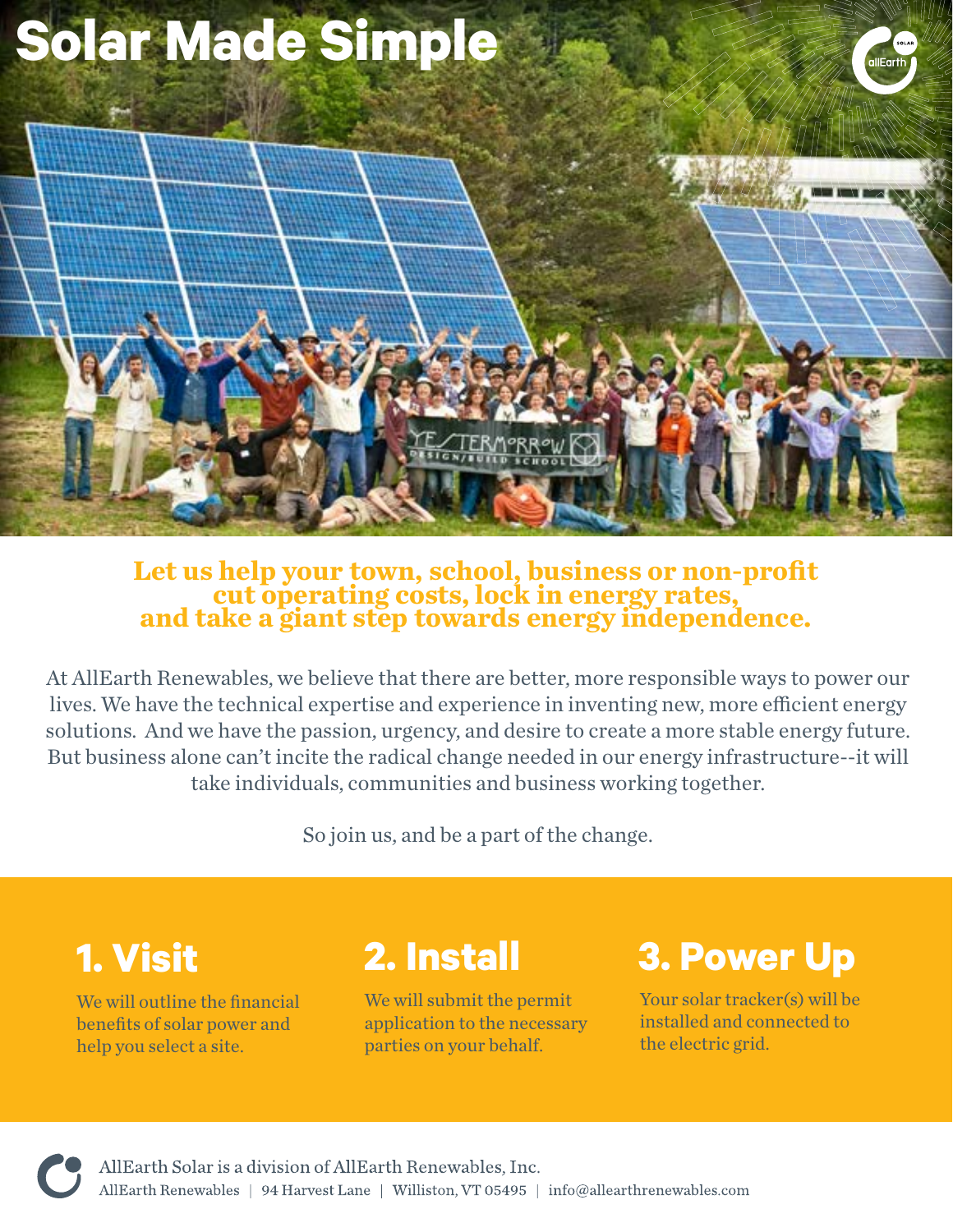# Solar Made Simple

**Let us help your town, school, business or non-profit cut operating costs, lock in energy rates, and take a giant step towards energy independence.**

At AllEarth Renewables, we believe that there are better, more responsible ways to power our lives. We have the technical expertise and experience in inventing new, more efficient energy solutions. And we have the passion, urgency, and desire to create a more stable energy future. But business alone can't incite the radical change needed in our energy infrastructure--it will take individuals, communities and business working together.

So join us, and be a part of the change.

## 1. Visit

We will outline the financial benefits of solar power and help you select a site.

## 2. Install

We will submit the permit application to the necessary parties on your behalf.

## 3. Power Up

Your solar tracker(s) will be installed and connected to the electric grid.

AllEarth Solar is a division of AllEarth Renewables, Inc.
AllEarth Renewables | 94 Harvest Lane | Williston, VT 05495 | info@allearthrenewables.com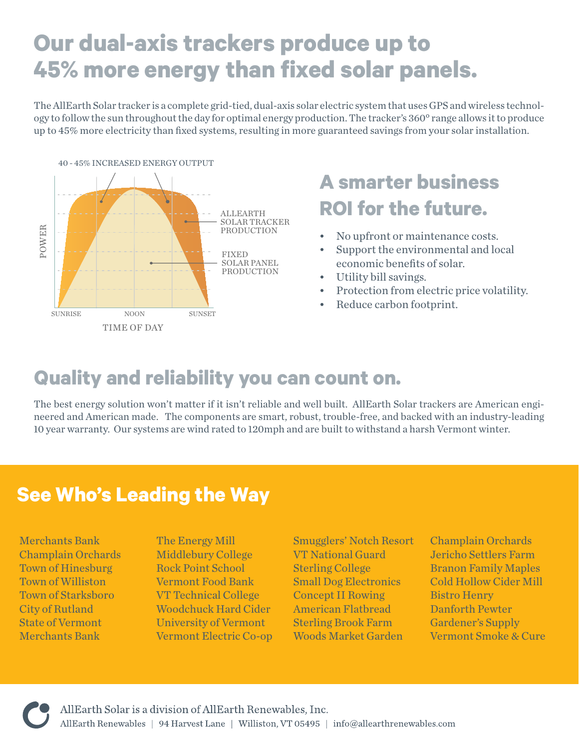# Our dual-axis trackers produce up to 45% more energy than fixed solar panels.

The AllEarth Solar tracker is a complete grid-tied, dual-axis solar electric system that uses GPS and wireless technology to follow the sun throughout the day for optimal energy production. The tracker's 360° range allows it to produce up to 45% more electricity than fixed systems, resulting in more guaranteed savings from your solar installation.

40 - 45% INCREASED ENERGY OUTPUT

ALLEARTH SOLAR TRACKER PRODUCTION

FIXED SOLAR PANEL PRODUCTION

POWER

SUNRISE

NOON

SUNSET

TIME OF DAY

## A smarter business ROI for the future.

- No upfront or maintenance costs.
- Support the environmental and local economic benefits of solar.
- Utility bill savings.
- Protection from electric price volatility.
- Reduce carbon footprint.

## Quality and reliability you can count on.

The best energy solution won't matter if it isn't reliable and well built. AllEarth Solar trackers are American engineered and American made. The components are smart, robust, trouble-free, and backed with an industry-leading 10 year warranty. Our systems are wind rated to 120mph and are built to withstand a harsh Vermont winter.

## See Who's Leading the Way

Merchants Bank
Champlain Orchards
Town of Hinesburg
Town of Williston
Town of Starksboro
City of Rutland
State of Vermont
Merchants Bank

The Energy Mill
Middlebury College
Rock Point School
Vermont Food Bank
VT Technical College
Woodchuck Hard Cider
University of Vermont
Vermont Electric Co-op

Smugglers' Notch Resort
VT National Guard
Sterling College
Small Dog Electronics
Concept II Rowing
American Flatbread
Sterling Brook Farm
Woods Market Garden

Champlain Orchards
Jericho Settlers Farm
Branon Family Maples
Cold Hollow Cider Mill
Bistro Henry
Danforth Pewter
Gardener's Supply
Vermont Smoke & Cure

AllEarth Solar is a division of AllEarth Renewables, Inc.

AllEarth Renewables | 94 Harvest Lane | Williston, VT 05495 | info@allearthrenewables.com